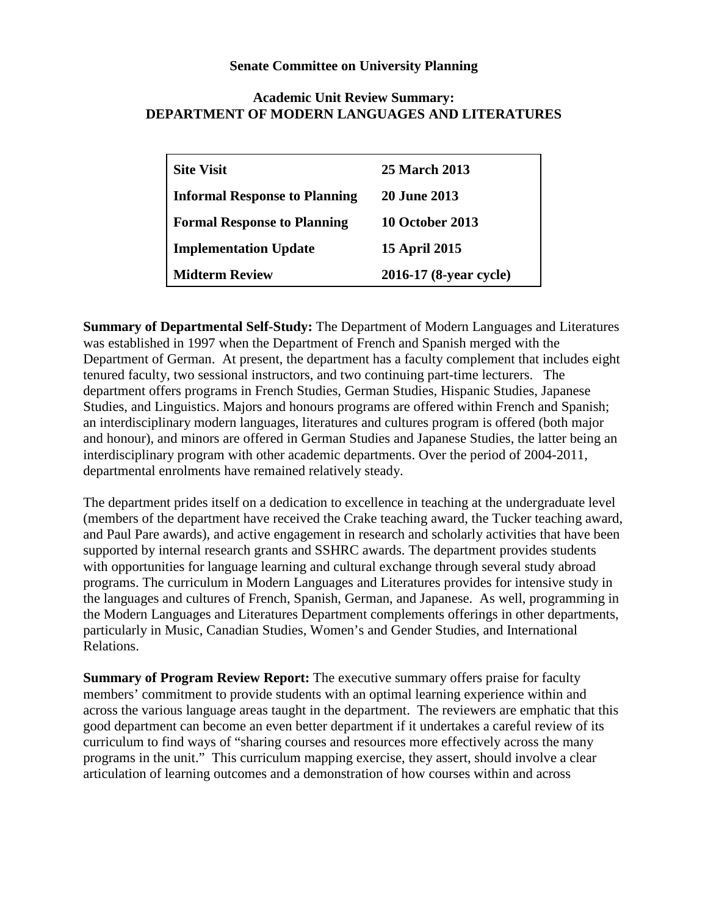**Senate Committee on University Planning**

**Academic Unit Review Summary: DEPARTMENT OF MODERN LANGUAGES AND LITERATURES**

| | |
|---|---|
| **Site Visit** | **25 March 2013** |
| **Informal Response to Planning** | **20 June 2013** |
| **Formal Response to Planning** | **10 October 2013** |
| **Implementation Update** | **15 April 2015** |
| **Midterm Review** | **2016-17 (8-year cycle)** |

**Summary of Departmental Self-Study:** The Department of Modern Languages and Literatures was established in 1997 when the Department of French and Spanish merged with the Department of German. At present, the department has a faculty complement that includes eight tenured faculty, two sessional instructors, and two continuing part-time lecturers. The department offers programs in French Studies, German Studies, Hispanic Studies, Japanese Studies, and Linguistics. Majors and honours programs are offered within French and Spanish; an interdisciplinary modern languages, literatures and cultures program is offered (both major and honour), and minors are offered in German Studies and Japanese Studies, the latter being an interdisciplinary program with other academic departments. Over the period of 2004-2011, departmental enrolments have remained relatively steady.

The department prides itself on a dedication to excellence in teaching at the undergraduate level (members of the department have received the Crake teaching award, the Tucker teaching award, and Paul Pare awards), and active engagement in research and scholarly activities that have been supported by internal research grants and SSHRC awards. The department provides students with opportunities for language learning and cultural exchange through several study abroad programs. The curriculum in Modern Languages and Literatures provides for intensive study in the languages and cultures of French, Spanish, German, and Japanese. As well, programming in the Modern Languages and Literatures Department complements offerings in other departments, particularly in Music, Canadian Studies, Women's and Gender Studies, and International Relations.

**Summary of Program Review Report:** The executive summary offers praise for faculty members' commitment to provide students with an optimal learning experience within and across the various language areas taught in the department. The reviewers are emphatic that this good department can become an even better department if it undertakes a careful review of its curriculum to find ways of "sharing courses and resources more effectively across the many programs in the unit." This curriculum mapping exercise, they assert, should involve a clear articulation of learning outcomes and a demonstration of how courses within and across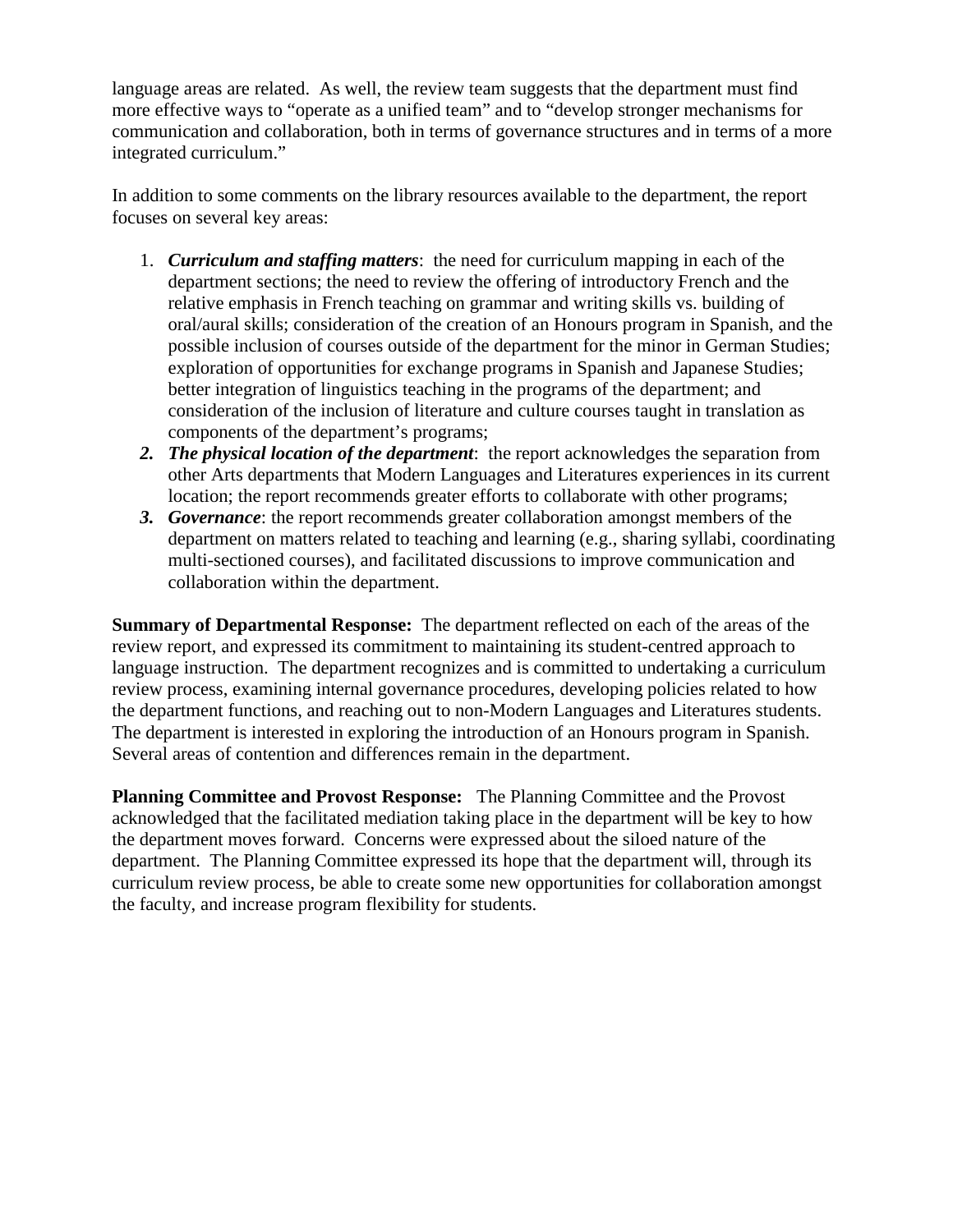language areas are related. As well, the review team suggests that the department must find more effective ways to "operate as a unified team" and to "develop stronger mechanisms for communication and collaboration, both in terms of governance structures and in terms of a more integrated curriculum."

In addition to some comments on the library resources available to the department, the report focuses on several key areas:

1. ***Curriculum and staffing matters***: the need for curriculum mapping in each of the department sections; the need to review the offering of introductory French and the relative emphasis in French teaching on grammar and writing skills vs. building of oral/aural skills; consideration of the creation of an Honours program in Spanish, and the possible inclusion of courses outside of the department for the minor in German Studies; exploration of opportunities for exchange programs in Spanish and Japanese Studies; better integration of linguistics teaching in the programs of the department; and consideration of the inclusion of literature and culture courses taught in translation as components of the department's programs;
2. ***The physical location of the department***: the report acknowledges the separation from other Arts departments that Modern Languages and Literatures experiences in its current location; the report recommends greater efforts to collaborate with other programs;
3. ***Governance***: the report recommends greater collaboration amongst members of the department on matters related to teaching and learning (e.g., sharing syllabi, coordinating multi-sectioned courses), and facilitated discussions to improve communication and collaboration within the department.

**Summary of Departmental Response:** The department reflected on each of the areas of the review report, and expressed its commitment to maintaining its student-centred approach to language instruction. The department recognizes and is committed to undertaking a curriculum review process, examining internal governance procedures, developing policies related to how the department functions, and reaching out to non-Modern Languages and Literatures students. The department is interested in exploring the introduction of an Honours program in Spanish. Several areas of contention and differences remain in the department.

**Planning Committee and Provost Response:** The Planning Committee and the Provost acknowledged that the facilitated mediation taking place in the department will be key to how the department moves forward. Concerns were expressed about the siloed nature of the department. The Planning Committee expressed its hope that the department will, through its curriculum review process, be able to create some new opportunities for collaboration amongst the faculty, and increase program flexibility for students.